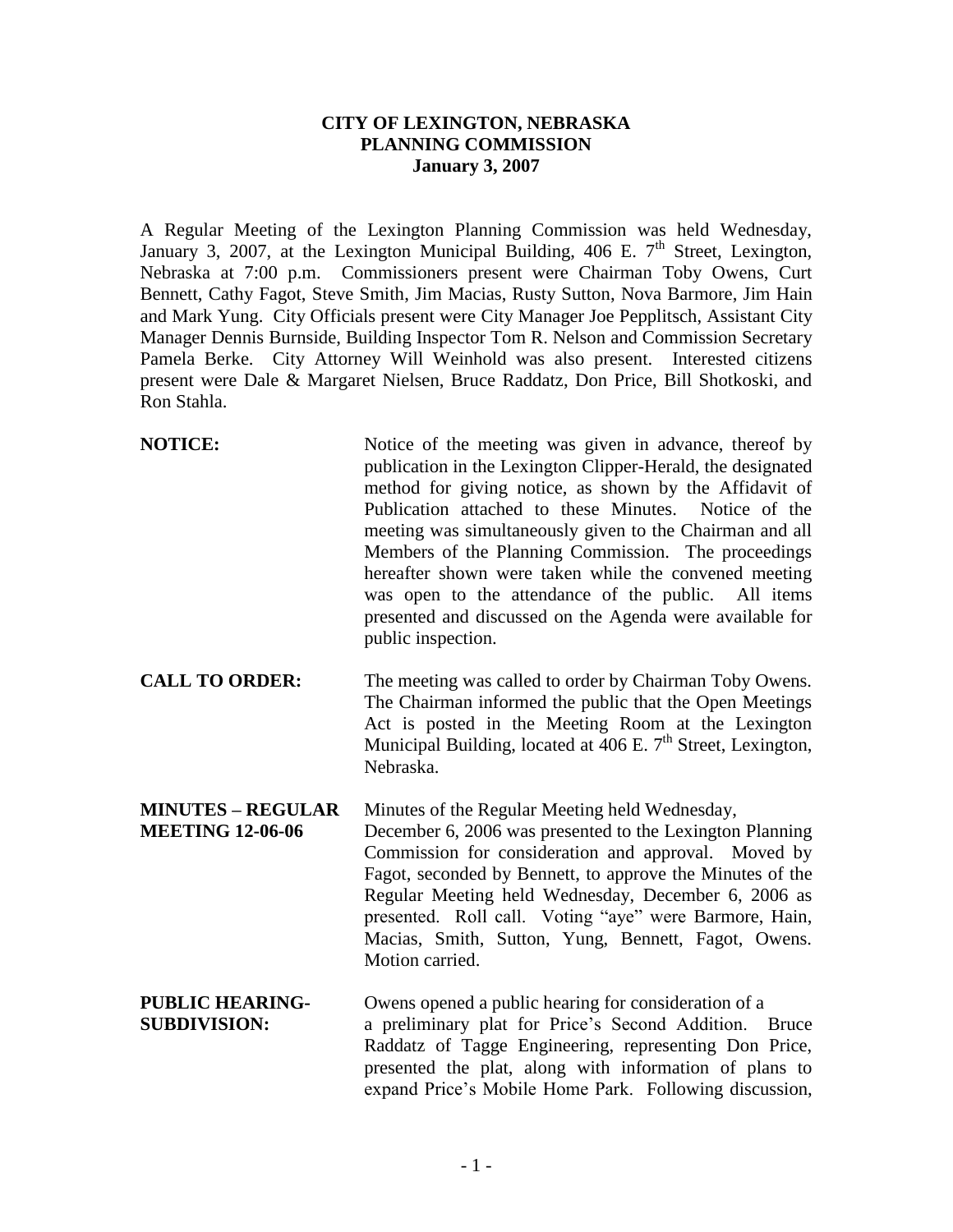# CITY OF LEXINGTON, NEBRASKA
## PLANNING COMMISSION
### January 3, 2007

A Regular Meeting of the Lexington Planning Commission was held Wednesday, January 3, 2007, at the Lexington Municipal Building, 406 E. 7th Street, Lexington, Nebraska at 7:00 p.m. Commissioners present were Chairman Toby Owens, Curt Bennett, Cathy Fagot, Steve Smith, Jim Macias, Rusty Sutton, Nova Barmore, Jim Hain and Mark Yung. City Officials present were City Manager Joe Pepplitsch, Assistant City Manager Dennis Burnside, Building Inspector Tom R. Nelson and Commission Secretary Pamela Berke. City Attorney Will Weinhold was also present. Interested citizens present were Dale & Margaret Nielsen, Bruce Raddatz, Don Price, Bill Shotkoski, and Ron Stahla.

**NOTICE:** Notice of the meeting was given in advance, thereof by publication in the Lexington Clipper-Herald, the designated method for giving notice, as shown by the Affidavit of Publication attached to these Minutes. Notice of the meeting was simultaneously given to the Chairman and all Members of the Planning Commission. The proceedings hereafter shown were taken while the convened meeting was open to the attendance of the public. All items presented and discussed on the Agenda were available for public inspection.

**CALL TO ORDER:** The meeting was called to order by Chairman Toby Owens. The Chairman informed the public that the Open Meetings Act is posted in the Meeting Room at the Lexington Municipal Building, located at 406 E. 7th Street, Lexington, Nebraska.

**MINUTES – REGULAR MEETING 12-06-06** Minutes of the Regular Meeting held Wednesday, December 6, 2006 was presented to the Lexington Planning Commission for consideration and approval. Moved by Fagot, seconded by Bennett, to approve the Minutes of the Regular Meeting held Wednesday, December 6, 2006 as presented. Roll call. Voting "aye" were Barmore, Hain, Macias, Smith, Sutton, Yung, Bennett, Fagot, Owens. Motion carried.

**PUBLIC HEARING-SUBDIVISION:** Owens opened a public hearing for consideration of a a preliminary plat for Price's Second Addition. Bruce Raddatz of Tagge Engineering, representing Don Price, presented the plat, along with information of plans to expand Price's Mobile Home Park. Following discussion,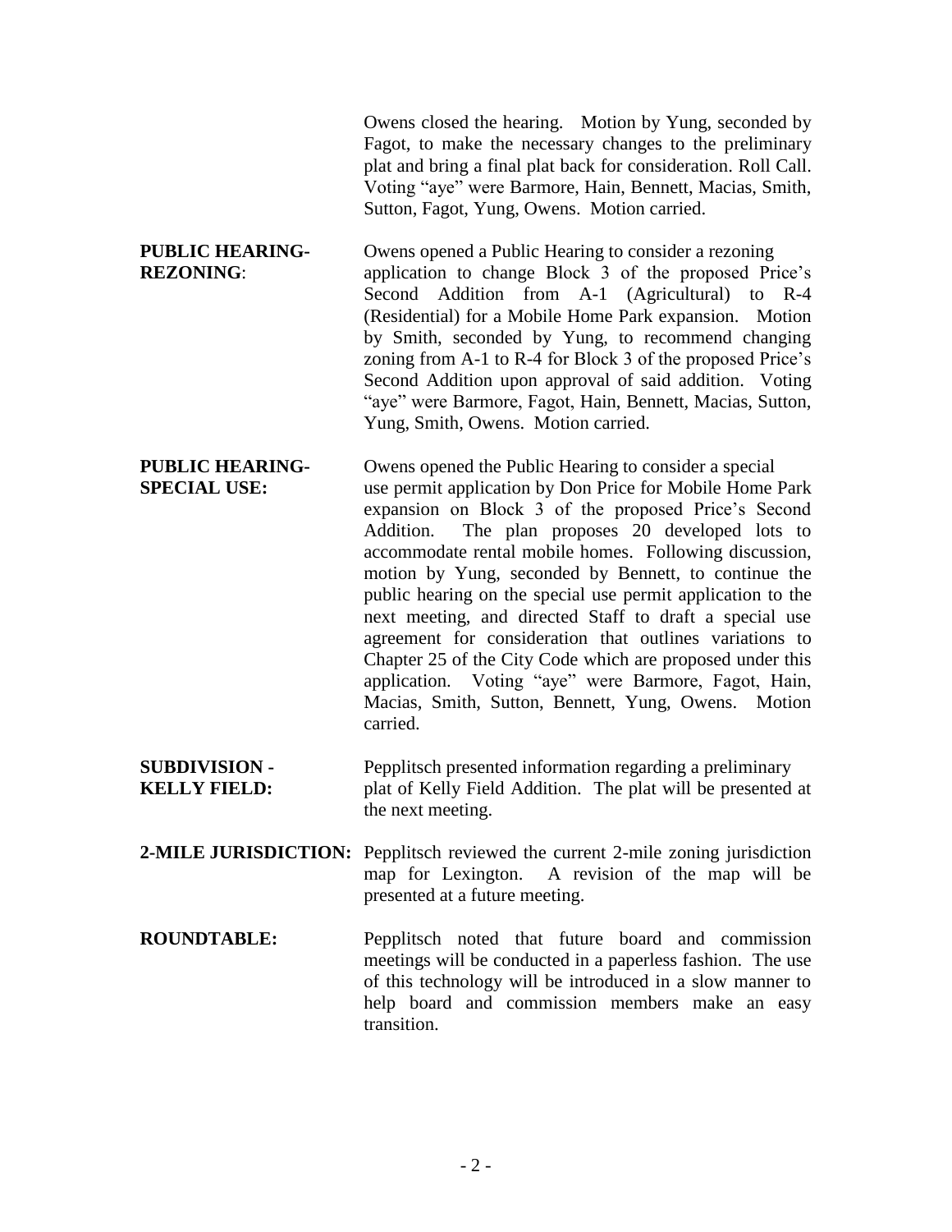Owens closed the hearing. Motion by Yung, seconded by Fagot, to make the necessary changes to the preliminary plat and bring a final plat back for consideration. Roll Call. Voting "aye" were Barmore, Hain, Bennett, Macias, Smith, Sutton, Fagot, Yung, Owens. Motion carried.

**PUBLIC HEARING-REZONING**: Owens opened a Public Hearing to consider a rezoning application to change Block 3 of the proposed Price's Second Addition from A-1 (Agricultural) to R-4 (Residential) for a Mobile Home Park expansion. Motion by Smith, seconded by Yung, to recommend changing zoning from A-1 to R-4 for Block 3 of the proposed Price's Second Addition upon approval of said addition. Voting "aye" were Barmore, Fagot, Hain, Bennett, Macias, Sutton, Yung, Smith, Owens. Motion carried.

**PUBLIC HEARING-SPECIAL USE:** Owens opened the Public Hearing to consider a special use permit application by Don Price for Mobile Home Park expansion on Block 3 of the proposed Price's Second Addition. The plan proposes 20 developed lots to accommodate rental mobile homes. Following discussion, motion by Yung, seconded by Bennett, to continue the public hearing on the special use permit application to the next meeting, and directed Staff to draft a special use agreement for consideration that outlines variations to Chapter 25 of the City Code which are proposed under this application. Voting "aye" were Barmore, Fagot, Hain, Macias, Smith, Sutton, Bennett, Yung, Owens. Motion carried.

**SUBDIVISION - KELLY FIELD:** Pepplitsch presented information regarding a preliminary plat of Kelly Field Addition. The plat will be presented at the next meeting.

**2-MILE JURISDICTION:** Pepplitsch reviewed the current 2-mile zoning jurisdiction map for Lexington. A revision of the map will be presented at a future meeting.

**ROUNDTABLE:** Pepplitsch noted that future board and commission meetings will be conducted in a paperless fashion. The use of this technology will be introduced in a slow manner to help board and commission members make an easy transition.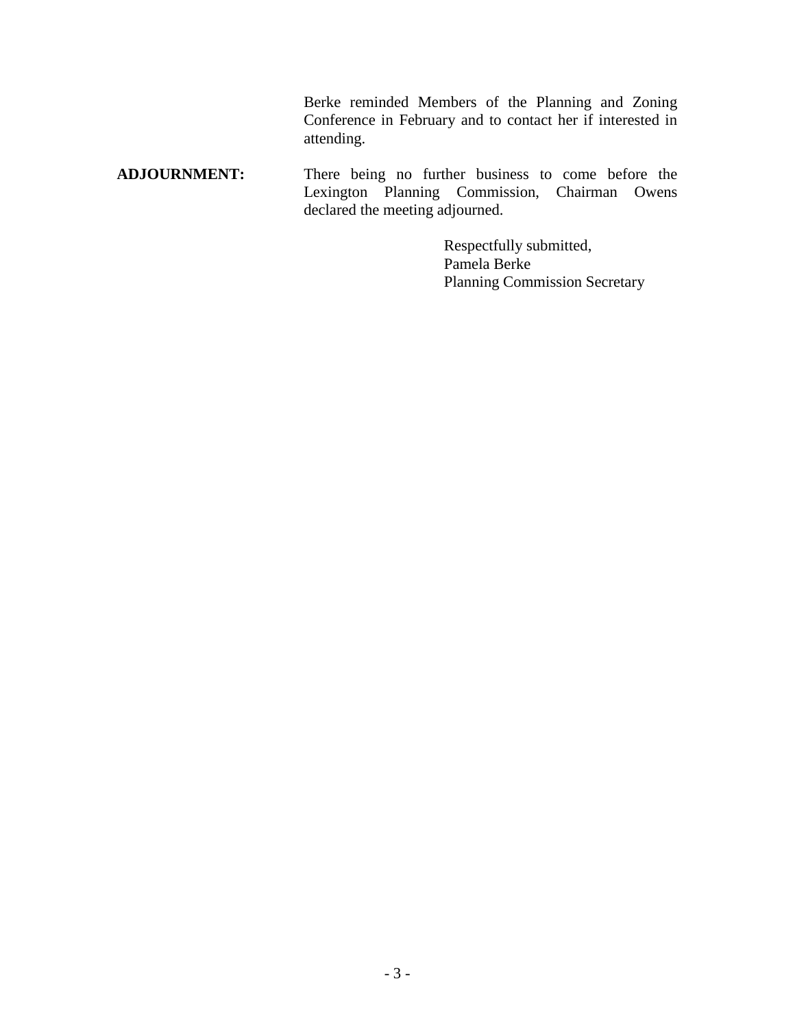Berke reminded Members of the Planning and Zoning Conference in February and to contact her if interested in attending.

**ADJOURNMENT:** There being no further business to come before the Lexington Planning Commission, Chairman Owens declared the meeting adjourned.

Respectfully submitted,
Pamela Berke
Planning Commission Secretary